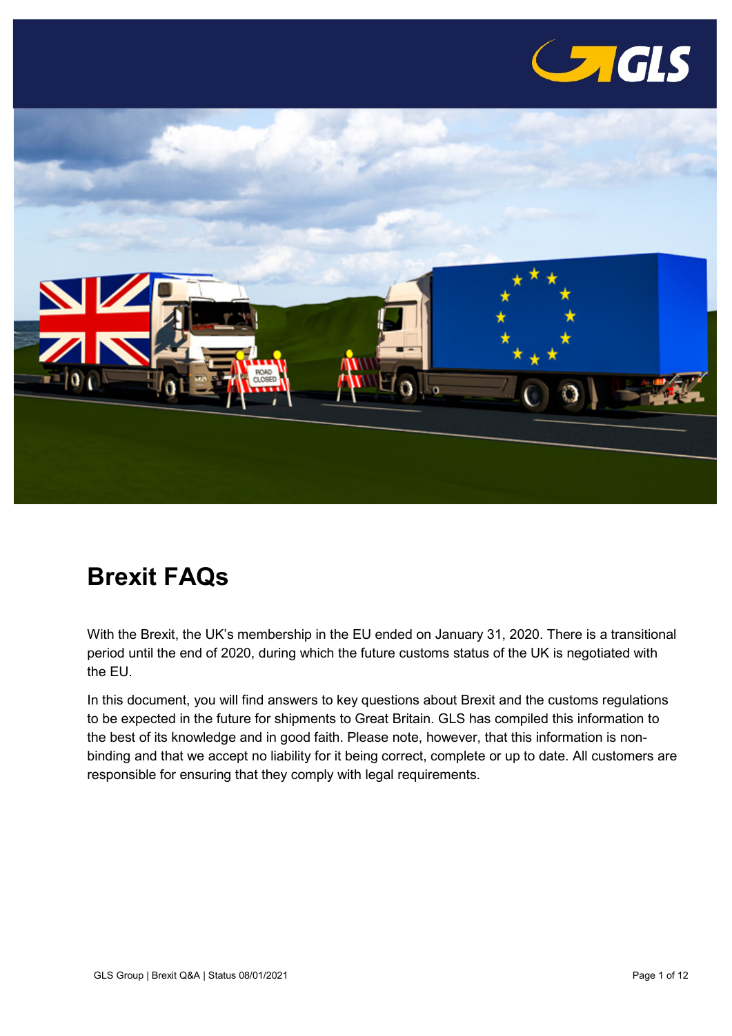# Brexit FAQs

With the Brexit, the UK's membership in the EU ended on January 31, 2020. There is a transitional period until the end of 2020, during which the future customs status of the UK is negotiated with the EU.

In this document, you will find answers to key questions about Brexit and the customs regulations to be expected in the future for shipments to Great Britain. GLS has compiled this information to the best of its knowledge and in good faith. Please note, however, that this information is non-binding and that we accept no liability for it being correct, complete or up to date. All customers are responsible for ensuring that they comply with legal requirements.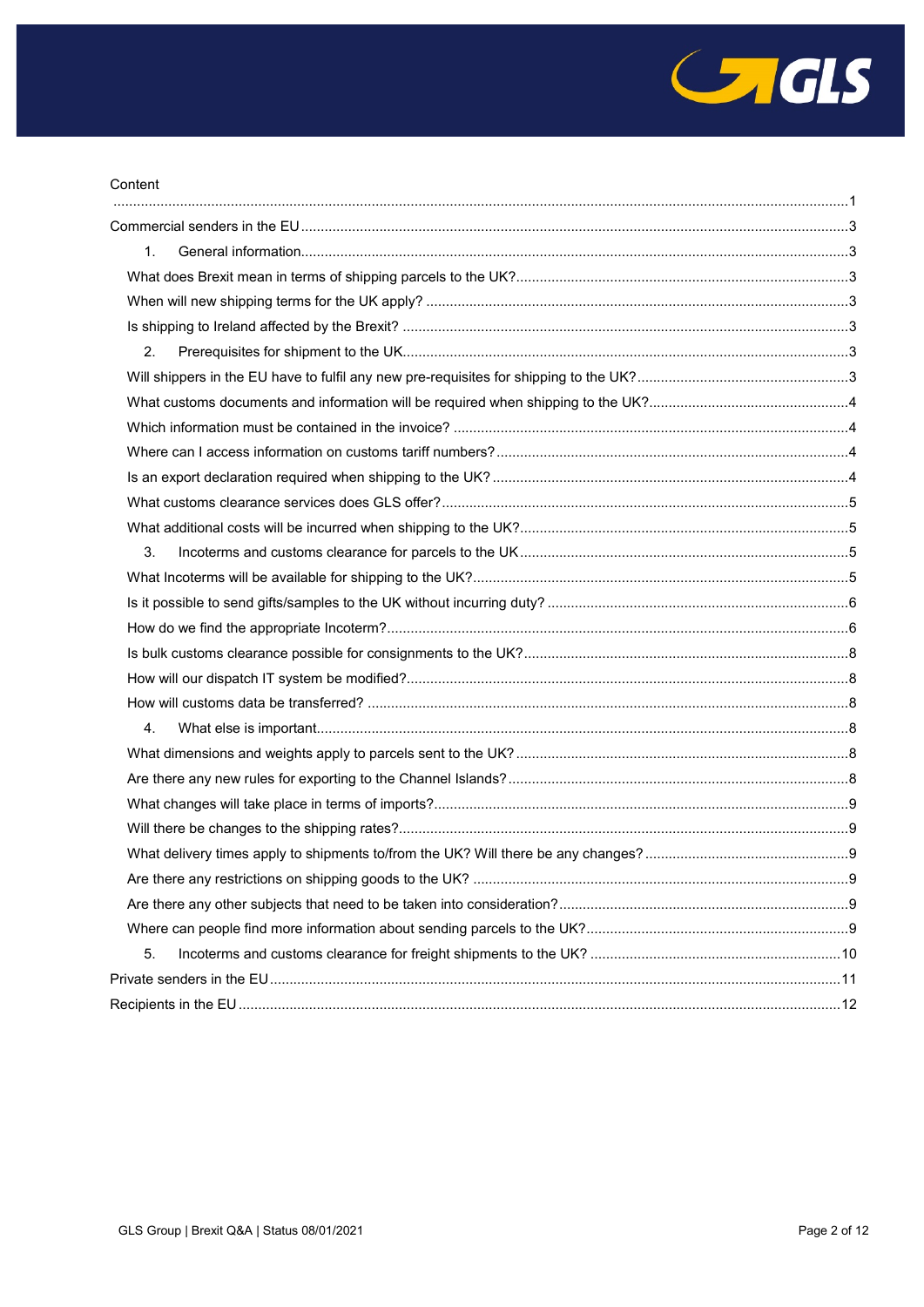Content

...........................................................................................................................................................................1

Commercial senders in the EU ..........................................................................................................................3

1. General information..........................................................................................................................3

What does Brexit mean in terms of shipping parcels to the UK?....................................................................3

When will new shipping terms for the UK apply? ...........................................................................................3

Is shipping to Ireland affected by the Brexit? .................................................................................................3

2. Prerequisites for shipment to the UK.................................................................................................3

Will shippers in the EU have to fulfil any new pre-requisites for shipping to the UK?.....................................3

What customs documents and information will be required when shipping to the UK?..................................4

Which information must be contained in the invoice? ....................................................................................4

Where can I access information on customs tariff numbers?.........................................................................4

Is an export declaration required when shipping to the UK? ..........................................................................4

What customs clearance services does GLS offer?.......................................................................................5

What additional costs will be incurred when shipping to the UK?...................................................................5

3. Incoterms and customs clearance for parcels to the UK ...................................................................5

What Incoterms will be available for shipping to the UK?...............................................................................5

Is it possible to send gifts/samples to the UK without incurring duty? ............................................................6

How do we find the appropriate Incoterm?.....................................................................................................6

Is bulk customs clearance possible for consignments to the UK?..................................................................8

How will our dispatch IT system be modified?................................................................................................8

How will customs data be transferred? ..........................................................................................................8

4. What else is important.......................................................................................................................8

What dimensions and weights apply to parcels sent to the UK? ....................................................................8

Are there any new rules for exporting to the Channel Islands? ......................................................................8

What changes will take place in terms of imports?.........................................................................................9

Will there be changes to the shipping rates?..................................................................................................9

What delivery times apply to shipments to/from the UK? Will there be any changes? ....................................9

Are there any restrictions on shipping goods to the UK? ...............................................................................9

Are there any other subjects that need to be taken into consideration?.........................................................9

Where can people find more information about sending parcels to the UK?..................................................9

5. Incoterms and customs clearance for freight shipments to the UK? ................................................10

Private senders in the EU.................................................................................................................................11

Recipients in the EU ........................................................................................................................................12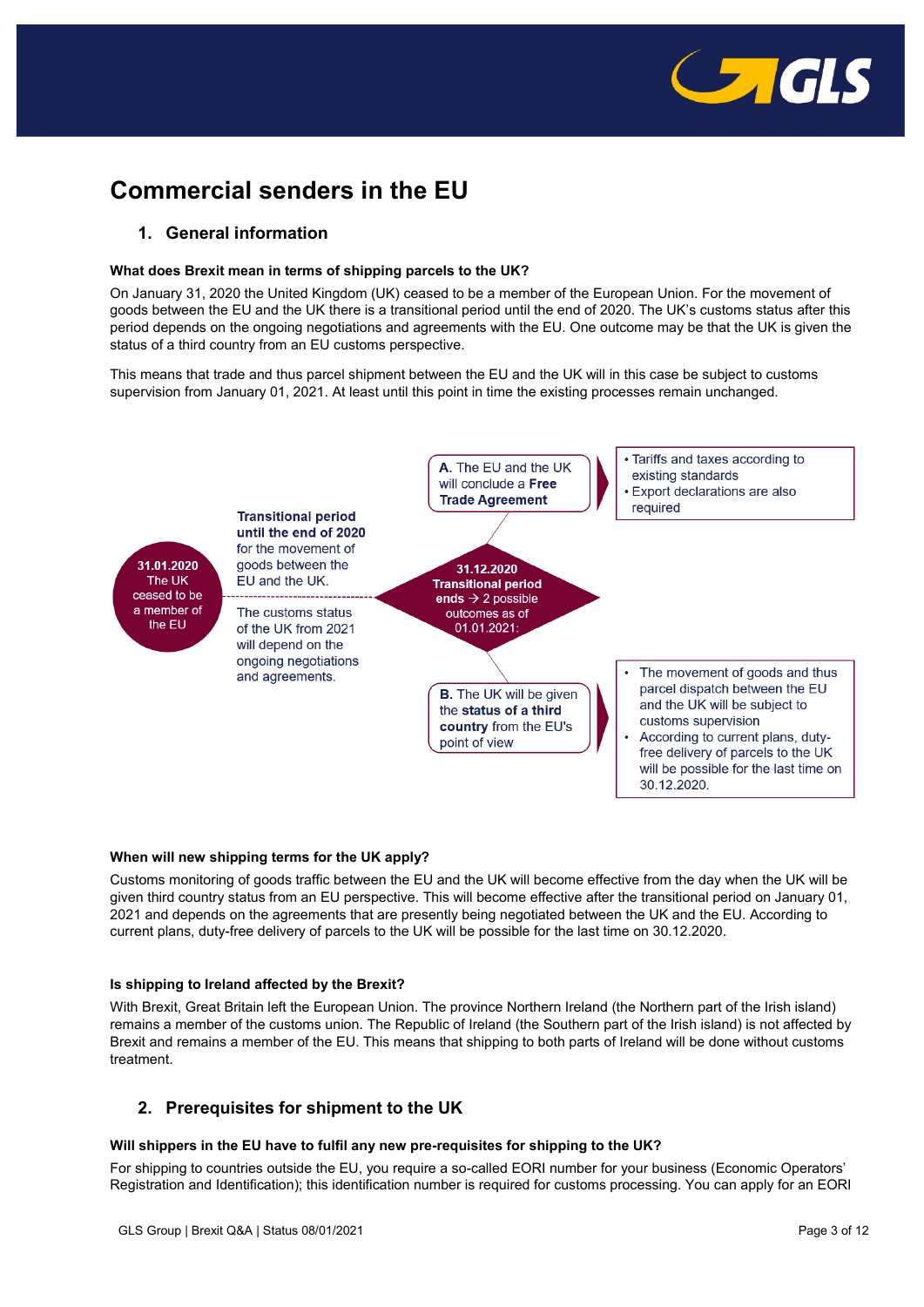# Commercial senders in the EU

## 1. General information

**What does Brexit mean in terms of shipping parcels to the UK?**

On January 31, 2020 the United Kingdom (UK) ceased to be a member of the European Union. For the movement of goods between the EU and the UK there is a transitional period until the end of 2020. The UK's customs status after this period depends on the ongoing negotiations and agreements with the EU. One outcome may be that the UK is given the status of a third country from an EU customs perspective.

This means that trade and thus parcel shipment between the EU and the UK will in this case be subject to customs supervision from January 01, 2021. At least until this point in time the existing processes remain unchanged.

**31.01.2020** The UK ceased to be a member of the EU

**Transitional period until the end of 2020** for the movement of goods between the EU and the UK.

The customs status of the UK from 2021 will depend on the ongoing negotiations and agreements.

**31.12.2020 Transitional period ends** → 2 possible outcomes as of 01.01.2021:

**A.** The EU and the UK will conclude a **Free Trade Agreement**

- Tariffs and taxes according to existing standards
- Export declarations are also required

**B.** The UK will be given the **status of a third country** from the EU's point of view

- The movement of goods and thus parcel dispatch between the EU and the UK will be subject to customs supervision
- According to current plans, duty-free delivery of parcels to the UK will be possible for the last time on 30.12.2020.

**When will new shipping terms for the UK apply?**

Customs monitoring of goods traffic between the EU and the UK will become effective from the day when the UK will be given third country status from an EU perspective. This will become effective after the transitional period on January 01, 2021 and depends on the agreements that are presently being negotiated between the UK and the EU. According to current plans, duty-free delivery of parcels to the UK will be possible for the last time on 30.12.2020.

**Is shipping to Ireland affected by the Brexit?**

With Brexit, Great Britain left the European Union. The province Northern Ireland (the Northern part of the Irish island) remains a member of the customs union. The Republic of Ireland (the Southern part of the Irish island) is not affected by Brexit and remains a member of the EU. This means that shipping to both parts of Ireland will be done without customs treatment.

## 2. Prerequisites for shipment to the UK

**Will shippers in the EU have to fulfil any new pre-requisites for shipping to the UK?**

For shipping to countries outside the EU, you require a so-called EORI number for your business (Economic Operators' Registration and Identification); this identification number is required for customs processing. You can apply for an EORI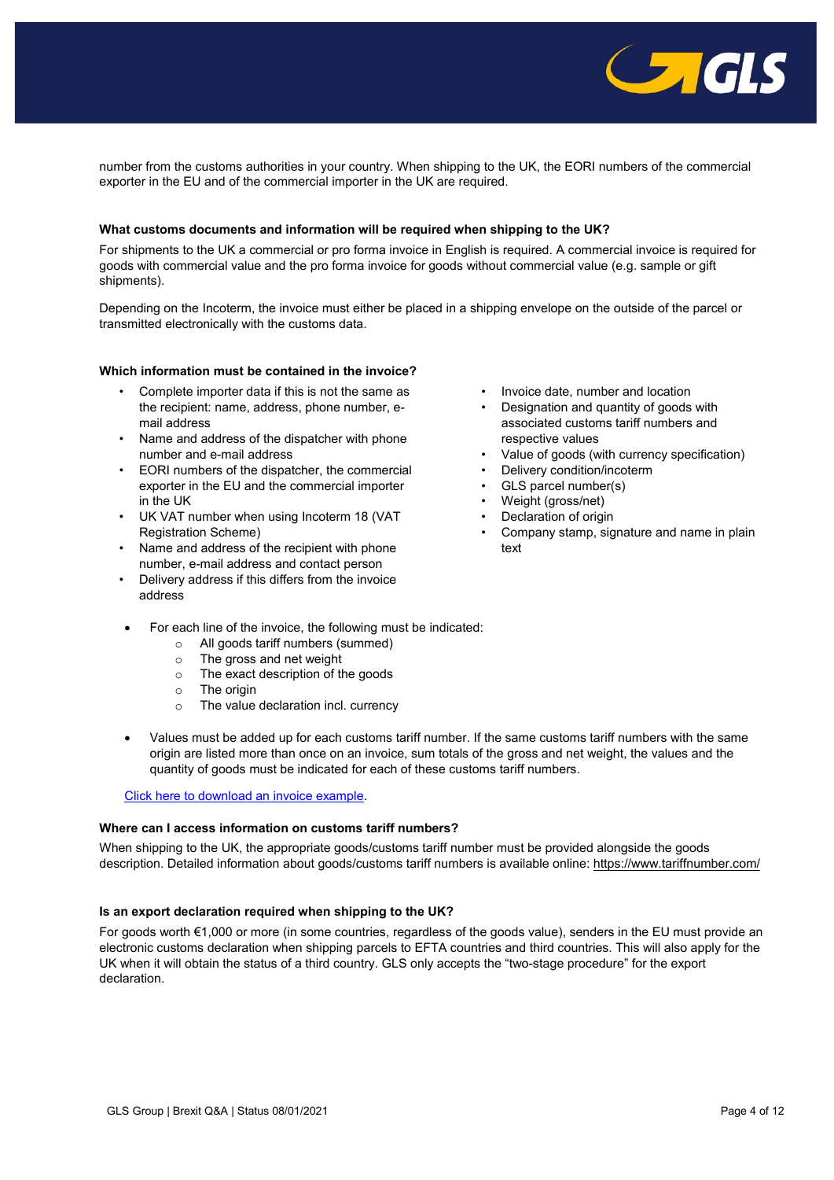number from the customs authorities in your country. When shipping to the UK, the EORI numbers of the commercial exporter in the EU and of the commercial importer in the UK are required.

**What customs documents and information will be required when shipping to the UK?**

For shipments to the UK a commercial or pro forma invoice in English is required. A commercial invoice is required for goods with commercial value and the pro forma invoice for goods without commercial value (e.g. sample or gift shipments).

Depending on the Incoterm, the invoice must either be placed in a shipping envelope on the outside of the parcel or transmitted electronically with the customs data.

**Which information must be contained in the invoice?**

- Complete importer data if this is not the same as the recipient: name, address, phone number, e-mail address
- Name and address of the dispatcher with phone number and e-mail address
- EORI numbers of the dispatcher, the commercial exporter in the EU and the commercial importer in the UK
- UK VAT number when using Incoterm 18 (VAT Registration Scheme)
- Name and address of the recipient with phone number, e-mail address and contact person
- Delivery address if this differs from the invoice address
- Invoice date, number and location
- Designation and quantity of goods with associated customs tariff numbers and respective values
- Value of goods (with currency specification)
- Delivery condition/incoterm
- GLS parcel number(s)
- Weight (gross/net)
- Declaration of origin
- Company stamp, signature and name in plain text

- For each line of the invoice, the following must be indicated:
  - All goods tariff numbers (summed)
  - The gross and net weight
  - The exact description of the goods
  - The origin
  - The value declaration incl. currency

- Values must be added up for each customs tariff number. If the same customs tariff numbers with the same origin are listed more than once on an invoice, sum totals of the gross and net weight, the values and the quantity of goods must be indicated for each of these customs tariff numbers.

Click here to download an invoice example.

**Where can I access information on customs tariff numbers?**

When shipping to the UK, the appropriate goods/customs tariff number must be provided alongside the goods description. Detailed information about goods/customs tariff numbers is available online: https://www.tariffnumber.com/

**Is an export declaration required when shipping to the UK?**

For goods worth €1,000 or more (in some countries, regardless of the goods value), senders in the EU must provide an electronic customs declaration when shipping parcels to EFTA countries and third countries. This will also apply for the UK when it will obtain the status of a third country. GLS only accepts the "two-stage procedure" for the export declaration.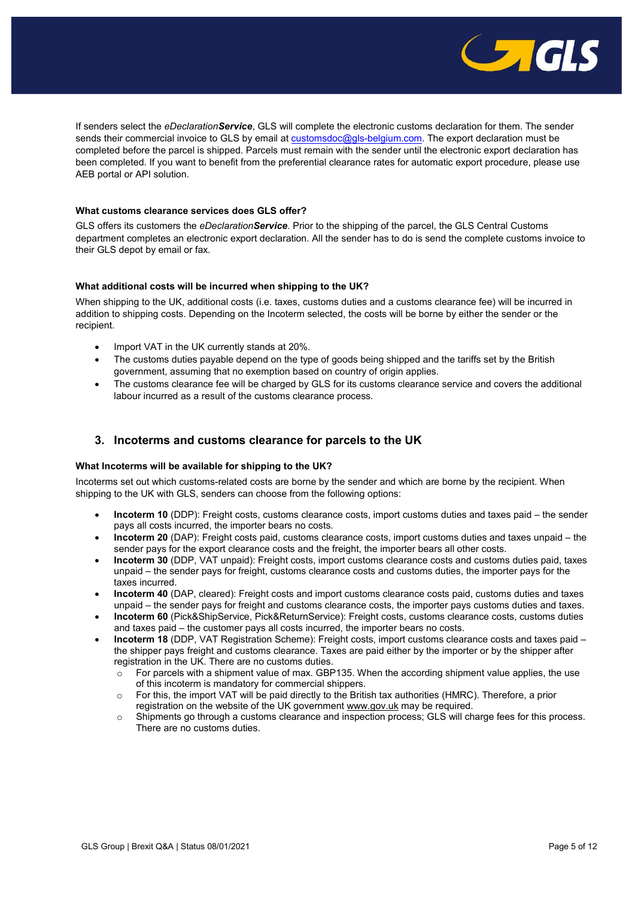If senders select the *eDeclaration**Service***, GLS will complete the electronic customs declaration for them. The sender sends their commercial invoice to GLS by email at customsdoc@gls-belgium.com. The export declaration must be completed before the parcel is shipped. Parcels must remain with the sender until the electronic export declaration has been completed. If you want to benefit from the preferential clearance rates for automatic export procedure, please use AEB portal or API solution.

#### What customs clearance services does GLS offer?

GLS offers its customers the *eDeclaration**Service***. Prior to the shipping of the parcel, the GLS Central Customs department completes an electronic export declaration. All the sender has to do is send the complete customs invoice to their GLS depot by email or fax.

#### What additional costs will be incurred when shipping to the UK?

When shipping to the UK, additional costs (i.e. taxes, customs duties and a customs clearance fee) will be incurred in addition to shipping costs. Depending on the Incoterm selected, the costs will be borne by either the sender or the recipient.

- Import VAT in the UK currently stands at 20%.
- The customs duties payable depend on the type of goods being shipped and the tariffs set by the British government, assuming that no exemption based on country of origin applies.
- The customs clearance fee will be charged by GLS for its customs clearance service and covers the additional labour incurred as a result of the customs clearance process.

## 3. Incoterms and customs clearance for parcels to the UK

#### What Incoterms will be available for shipping to the UK?

Incoterms set out which customs-related costs are borne by the sender and which are borne by the recipient. When shipping to the UK with GLS, senders can choose from the following options:

- **Incoterm 10** (DDP): Freight costs, customs clearance costs, import customs duties and taxes paid – the sender pays all costs incurred, the importer bears no costs.
- **Incoterm 20** (DAP): Freight costs paid, customs clearance costs, import customs duties and taxes unpaid – the sender pays for the export clearance costs and the freight, the importer bears all other costs.
- **Incoterm 30** (DDP, VAT unpaid): Freight costs, import customs clearance costs and customs duties paid, taxes unpaid – the sender pays for freight, customs clearance costs and customs duties, the importer pays for the taxes incurred.
- **Incoterm 40** (DAP, cleared): Freight costs and import customs clearance costs paid, customs duties and taxes unpaid – the sender pays for freight and customs clearance costs, the importer pays customs duties and taxes.
- **Incoterm 60** (Pick&ShipService, Pick&ReturnService): Freight costs, customs clearance costs, customs duties and taxes paid – the customer pays all costs incurred, the importer bears no costs.
- **Incoterm 18** (DDP, VAT Registration Scheme): Freight costs, import customs clearance costs and taxes paid – the shipper pays freight and customs clearance. Taxes are paid either by the importer or by the shipper after registration in the UK. There are no customs duties.
  - For parcels with a shipment value of max. GBP135. When the according shipment value applies, the use of this incoterm is mandatory for commercial shippers.
  - For this, the import VAT will be paid directly to the British tax authorities (HMRC). Therefore, a prior registration on the website of the UK government www.gov.uk may be required.
  - Shipments go through a customs clearance and inspection process; GLS will charge fees for this process. There are no customs duties.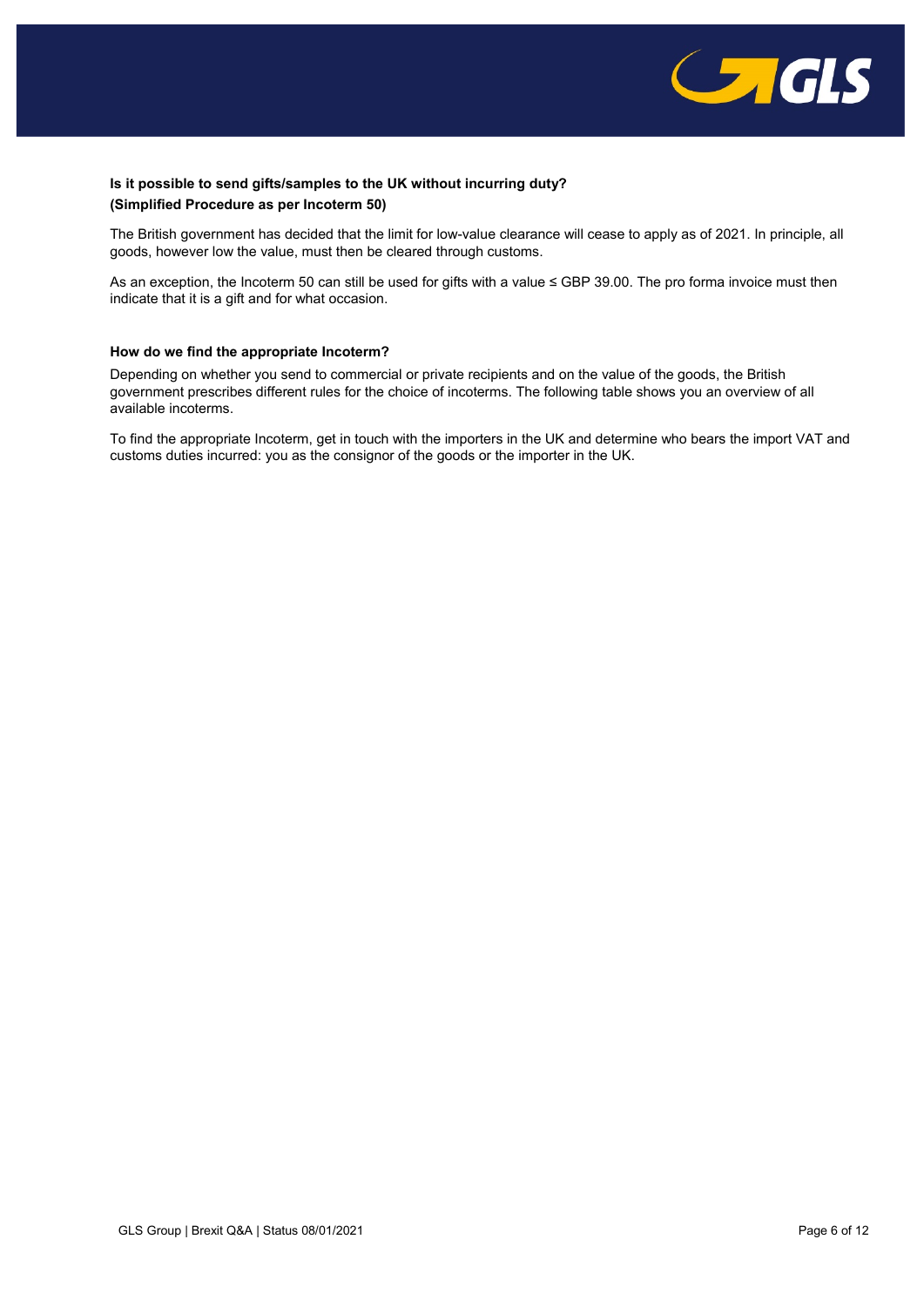**Is it possible to send gifts/samples to the UK without incurring duty?**
**(Simplified Procedure as per Incoterm 50)**

The British government has decided that the limit for low-value clearance will cease to apply as of 2021. In principle, all goods, however low the value, must then be cleared through customs.

As an exception, the Incoterm 50 can still be used for gifts with a value ≤ GBP 39.00. The pro forma invoice must then indicate that it is a gift and for what occasion.

**How do we find the appropriate Incoterm?**

Depending on whether you send to commercial or private recipients and on the value of the goods, the British government prescribes different rules for the choice of incoterms. The following table shows you an overview of all available incoterms.

To find the appropriate Incoterm, get in touch with the importers in the UK and determine who bears the import VAT and customs duties incurred: you as the consignor of the goods or the importer in the UK.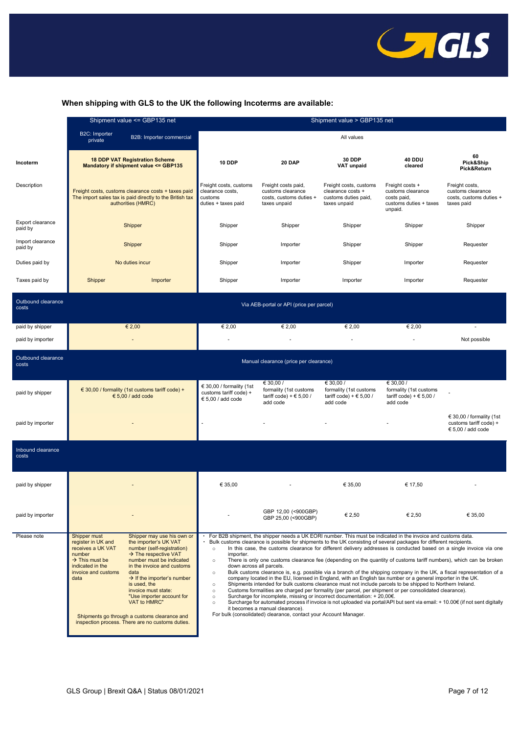## When shipping with GLS to the UK the following Incoterms are available:

| | Shipment value <= GBP135 net | | Shipment value > GBP135 net | | | | |
|---|---|---|---|---|---|---|---|
| | B2C: Importer private | B2B: Importer commercial | All values | | | | |
| **Incoterm** | **18 DDP VAT Registration Scheme Mandatory if shipment value <= GBP135** | | **10 DDP** | **20 DAP** | **30 DDP VAT unpaid** | **40 DDU cleared** | **60 Pick&Ship Pick&Return** |
| Description | Freight costs, customs clearance costs + taxes paid The import sales tax is paid directly to the British tax authorities (HMRC) | | Freight costs, customs clearance costs, customs duties + taxes paid | Freight costs paid, customs clearance costs, customs duties + taxes unpaid | Freight costs, customs clearance costs + customs duties paid, taxes unpaid | Freight costs + customs clearance costs paid, customs duties + taxes unpaid. | Freight costs, customs clearance costs, customs duties + taxes paid |
| Export clearance paid by | Shipper | | Shipper | Shipper | Shipper | Shipper | Shipper |
| Import clearance paid by | Shipper | | Shipper | Importer | Shipper | Shipper | Requester |
| Duties paid by | No duties incur | | Shipper | Importer | Shipper | Importer | Requester |
| Taxes paid by | Shipper | Importer | Shipper | Importer | Importer | Importer | Requester |
| **Outbound clearance costs** | Via AEB-portal or API (price per parcel) | | | | | | |
| paid by shipper | € 2,00 | | € 2,00 | € 2,00 | € 2,00 | € 2,00 | - |
| paid by importer | - | | - | - | - | - | Not possible |
| **Outbound clearance costs** | Manual clearance (price per clearance) | | | | | | |
| paid by shipper | € 30,00 / formality (1st customs tariff code) + € 5,00 / add code | | € 30,00 / formality (1st customs tariff code) + € 5,00 / add code | € 30,00 / formality (1st customs tariff code) + € 5,00 / add code | € 30,00 / formality (1st customs tariff code) + € 5,00 / add code | € 30,00 / formality (1st customs tariff code) + € 5,00 / add code | - |
| paid by importer | - | | - | - | - | - | € 30,00 / formality (1st customs tariff code) + € 5,00 / add code |
| **Inbound clearance costs** | | | | | | | |
| paid by shipper | - | | € 35,00 | - | € 35,00 | € 17,50 | - |
| paid by importer | - | | - | GBP 12,00 (<900GBP) GBP 25,00 (<900GBP) | € 2,50 | € 2,50 | € 35,00 |
| Please note | Shipper must register in UK and receives a UK VAT number → This must be indicated in the invoice and customs data | Shipper may use his own or the importer's UK VAT number (self-registration) → The respective VAT number must be indicated in the invoice and customs data → If the importer's number is used, the invoice must state: "Use importer account for VAT to HMRC" | See notes below | | | | |

Shipments go through a customs clearance and inspection process. There are no customs duties.

- For B2B shipment, the shipper needs a UK EORI number. This must be indicated in the invoice and customs data.
- Bulk customs clearance is possible for shipments to the UK consisting of several packages for different recipients.
  - In this case, the customs clearance for different delivery addresses is conducted based on a single invoice via one importer.
  - There is only one customs clearance fee (depending on the quantity of customs tariff numbers), which can be broken down across all parcels.
  - Bulk customs clearance is, e.g. possible via a branch of the shipping company in the UK, a fiscal representation of a company located in the EU, licensed in England, with an English tax number or a general importer in the UK.
  - Shipments intended for bulk customs clearance must not include parcels to be shipped to Northern Ireland.
  - Customs formalities are charged per formality (per parcel, per shipment or per consolidated clearance).
  - Surcharge for incomplete, missing or incorrect documentation: + 20,00€.
  - Surcharge for automated process if invoice is not uploaded via portal/API but sent via email: + 10.00€ (if not sent digitally it becomes a manual clearance).

For bulk (consolidated) clearance, contact your Account Manager.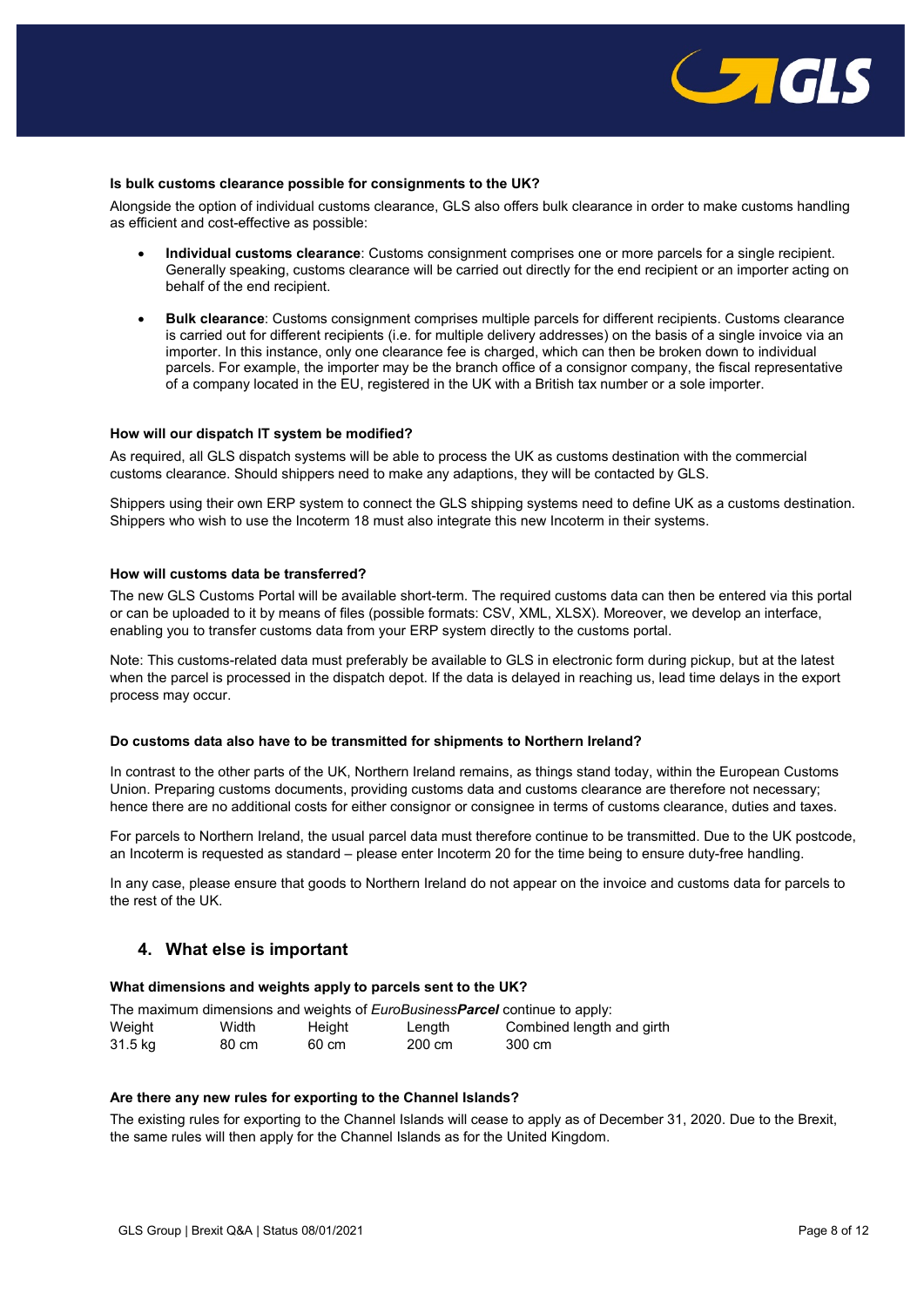**Is bulk customs clearance possible for consignments to the UK?**

Alongside the option of individual customs clearance, GLS also offers bulk clearance in order to make customs handling as efficient and cost-effective as possible:

- **Individual customs clearance**: Customs consignment comprises one or more parcels for a single recipient. Generally speaking, customs clearance will be carried out directly for the end recipient or an importer acting on behalf of the end recipient.
- **Bulk clearance**: Customs consignment comprises multiple parcels for different recipients. Customs clearance is carried out for different recipients (i.e. for multiple delivery addresses) on the basis of a single invoice via an importer. In this instance, only one clearance fee is charged, which can then be broken down to individual parcels. For example, the importer may be the branch office of a consignor company, the fiscal representative of a company located in the EU, registered in the UK with a British tax number or a sole importer.

**How will our dispatch IT system be modified?**

As required, all GLS dispatch systems will be able to process the UK as customs destination with the commercial customs clearance. Should shippers need to make any adaptions, they will be contacted by GLS.

Shippers using their own ERP system to connect the GLS shipping systems need to define UK as a customs destination. Shippers who wish to use the Incoterm 18 must also integrate this new Incoterm in their systems.

**How will customs data be transferred?**

The new GLS Customs Portal will be available short-term. The required customs data can then be entered via this portal or can be uploaded to it by means of files (possible formats: CSV, XML, XLSX). Moreover, we develop an interface, enabling you to transfer customs data from your ERP system directly to the customs portal.

Note: This customs-related data must preferably be available to GLS in electronic form during pickup, but at the latest when the parcel is processed in the dispatch depot. If the data is delayed in reaching us, lead time delays in the export process may occur.

**Do customs data also have to be transmitted for shipments to Northern Ireland?**

In contrast to the other parts of the UK, Northern Ireland remains, as things stand today, within the European Customs Union. Preparing customs documents, providing customs data and customs clearance are therefore not necessary; hence there are no additional costs for either consignor or consignee in terms of customs clearance, duties and taxes.

For parcels to Northern Ireland, the usual parcel data must therefore continue to be transmitted. Due to the UK postcode, an Incoterm is requested as standard – please enter Incoterm 20 for the time being to ensure duty-free handling.

In any case, please ensure that goods to Northern Ireland do not appear on the invoice and customs data for parcels to the rest of the UK.

## 4. What else is important

**What dimensions and weights apply to parcels sent to the UK?**

The maximum dimensions and weights of *EuroBusiness**Parcel*** continue to apply:

| Weight | Width | Height | Length | Combined length and girth |
|---|---|---|---|---|
| 31.5 kg | 80 cm | 60 cm | 200 cm | 300 cm |

**Are there any new rules for exporting to the Channel Islands?**

The existing rules for exporting to the Channel Islands will cease to apply as of December 31, 2020. Due to the Brexit, the same rules will then apply for the Channel Islands as for the United Kingdom.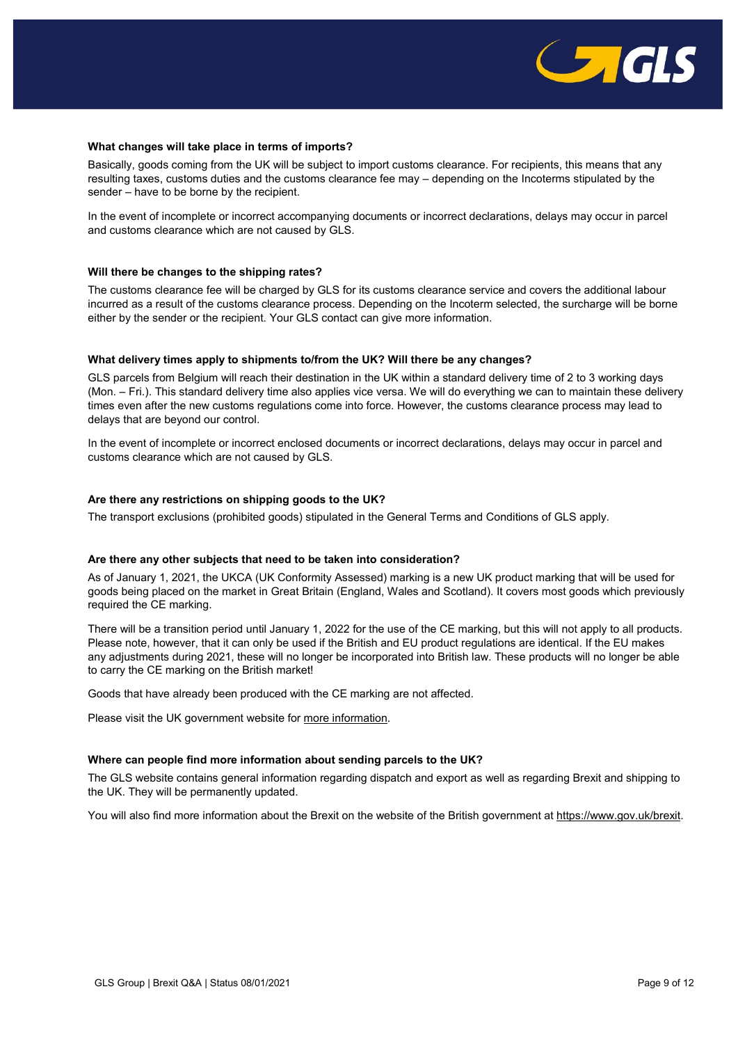**What changes will take place in terms of imports?**

Basically, goods coming from the UK will be subject to import customs clearance. For recipients, this means that any resulting taxes, customs duties and the customs clearance fee may – depending on the Incoterms stipulated by the sender – have to be borne by the recipient.

In the event of incomplete or incorrect accompanying documents or incorrect declarations, delays may occur in parcel and customs clearance which are not caused by GLS.

**Will there be changes to the shipping rates?**

The customs clearance fee will be charged by GLS for its customs clearance service and covers the additional labour incurred as a result of the customs clearance process. Depending on the Incoterm selected, the surcharge will be borne either by the sender or the recipient. Your GLS contact can give more information.

**What delivery times apply to shipments to/from the UK? Will there be any changes?**

GLS parcels from Belgium will reach their destination in the UK within a standard delivery time of 2 to 3 working days (Mon. – Fri.). This standard delivery time also applies vice versa. We will do everything we can to maintain these delivery times even after the new customs regulations come into force. However, the customs clearance process may lead to delays that are beyond our control.

In the event of incomplete or incorrect enclosed documents or incorrect declarations, delays may occur in parcel and customs clearance which are not caused by GLS.

**Are there any restrictions on shipping goods to the UK?**

The transport exclusions (prohibited goods) stipulated in the General Terms and Conditions of GLS apply.

**Are there any other subjects that need to be taken into consideration?**

As of January 1, 2021, the UKCA (UK Conformity Assessed) marking is a new UK product marking that will be used for goods being placed on the market in Great Britain (England, Wales and Scotland). It covers most goods which previously required the CE marking.

There will be a transition period until January 1, 2022 for the use of the CE marking, but this will not apply to all products. Please note, however, that it can only be used if the British and EU product regulations are identical. If the EU makes any adjustments during 2021, these will no longer be incorporated into British law. These products will no longer be able to carry the CE marking on the British market!

Goods that have already been produced with the CE marking are not affected.

Please visit the UK government website for more information.

**Where can people find more information about sending parcels to the UK?**

The GLS website contains general information regarding dispatch and export as well as regarding Brexit and shipping to the UK. They will be permanently updated.

You will also find more information about the Brexit on the website of the British government at https://www.gov.uk/brexit.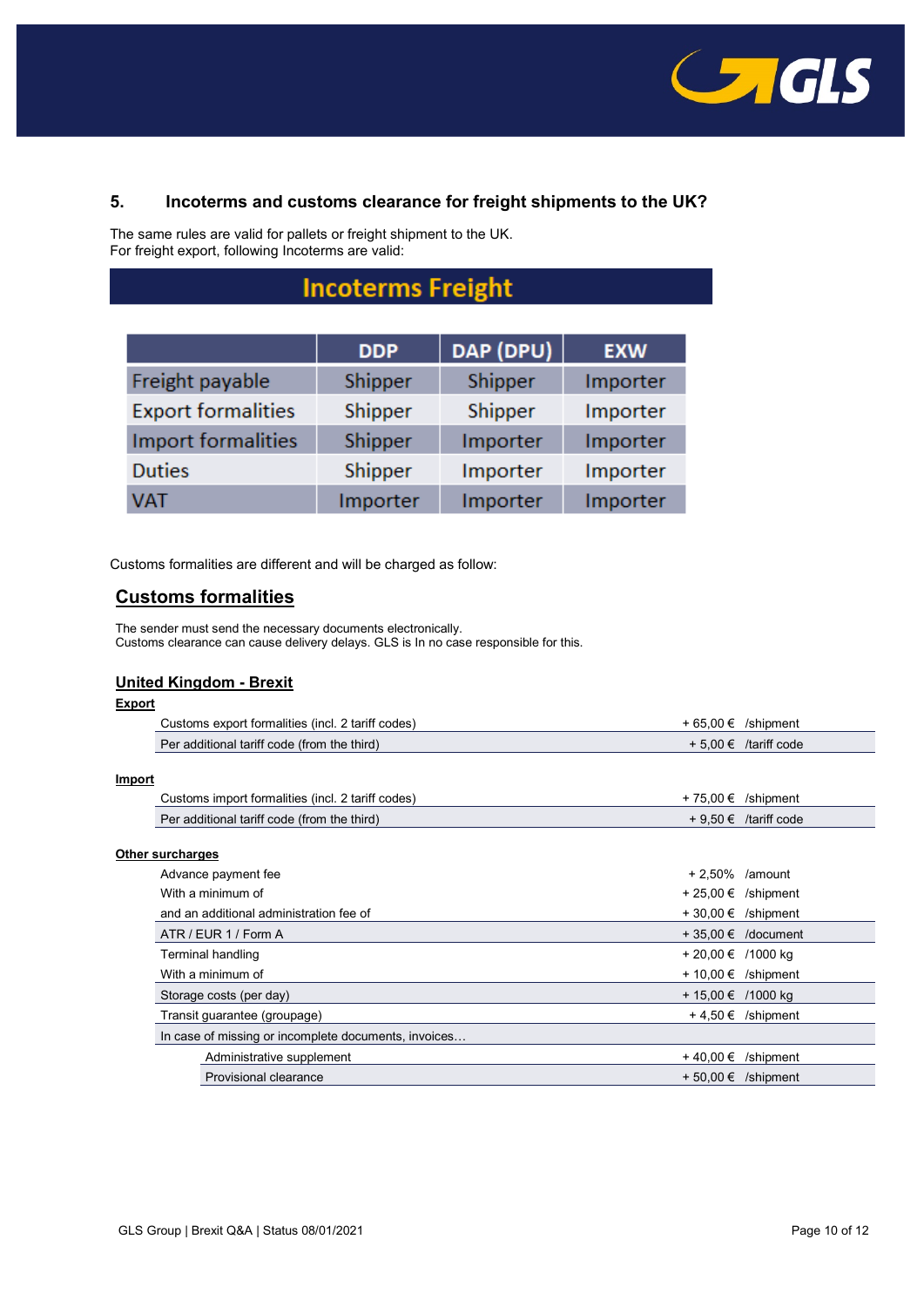## 5. Incoterms and customs clearance for freight shipments to the UK?

The same rules are valid for pallets or freight shipment to the UK.
For freight export, following Incoterms are valid:

**Incoterms Freight**

| | DDP | DAP (DPU) | EXW |
|---|---|---|---|
| Freight payable | Shipper | Shipper | Importer |
| Export formalities | Shipper | Shipper | Importer |
| Import formalities | Shipper | Importer | Importer |
| Duties | Shipper | Importer | Importer |
| VAT | Importer | Importer | Importer |

Customs formalities are different and will be charged as follow:

### <u>Customs formalities</u>

The sender must send the necessary documents electronically.
Customs clearance can cause delivery delays. GLS is In no case responsible for this.

#### <u>United Kingdom - Brexit</u>

**<u>Export</u>**

| | | |
|---|---|---|
| Customs export formalities (incl. 2 tariff codes) | + 65,00 € | /shipment |
| Per additional tariff code (from the third) | + 5,00 € | /tariff code |

**<u>Import</u>**

| | | |
|---|---|---|
| Customs import formalities (incl. 2 tariff codes) | + 75,00 € | /shipment |
| Per additional tariff code (from the third) | + 9,50 € | /tariff code |

**<u>Other surcharges</u>**

| | | |
|---|---|---|
| Advance payment fee | + 2,50% | /amount |
| With a minimum of | + 25,00 € | /shipment |
| and an additional administration fee of | + 30,00 € | /shipment |
| ATR / EUR 1 / Form A | + 35,00 € | /document |
| Terminal handling | + 20,00 € | /1000 kg |
| With a minimum of | + 10,00 € | /shipment |
| Storage costs (per day) | + 15,00 € | /1000 kg |
| Transit guarantee (groupage) | + 4,50 € | /shipment |
| In case of missing or incomplete documents, invoices… | | |
| Administrative supplement | + 40,00 € | /shipment |
| Provisional clearance | + 50,00 € | /shipment |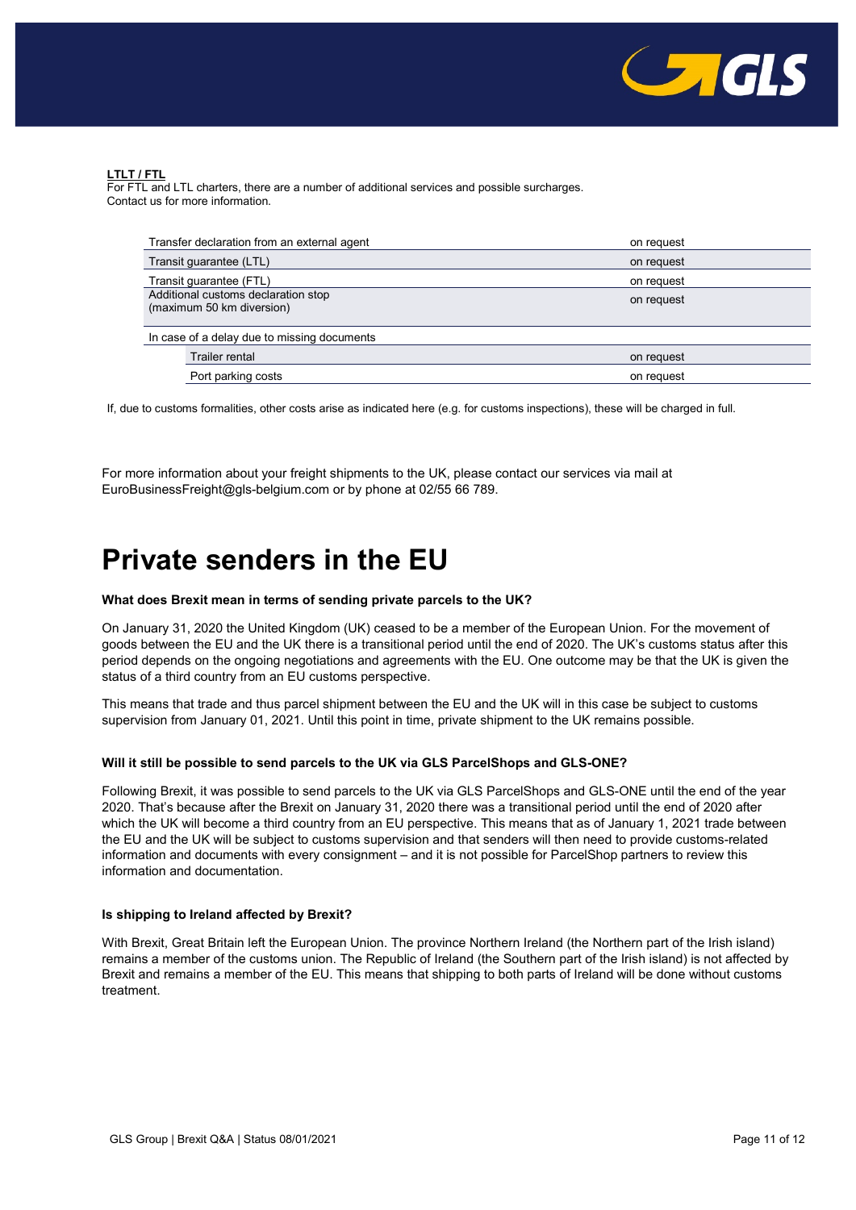**LTLT / FTL**
For FTL and LTL charters, there are a number of additional services and possible surcharges.
Contact us for more information.

| | |
|---|---|
| Transfer declaration from an external agent | on request |
| Transit guarantee (LTL) | on request |
| Transit guarantee (FTL) | on request |
| Additional customs declaration stop (maximum 50 km diversion) | on request |
| In case of a delay due to missing documents | |
| Trailer rental | on request |
| Port parking costs | on request |

If, due to customs formalities, other costs arise as indicated here (e.g. for customs inspections), these will be charged in full.

For more information about your freight shipments to the UK, please contact our services via mail at EuroBusinessFreight@gls-belgium.com or by phone at 02/55 66 789.

# Private senders in the EU

**What does Brexit mean in terms of sending private parcels to the UK?**

On January 31, 2020 the United Kingdom (UK) ceased to be a member of the European Union. For the movement of goods between the EU and the UK there is a transitional period until the end of 2020. The UK's customs status after this period depends on the ongoing negotiations and agreements with the EU. One outcome may be that the UK is given the status of a third country from an EU customs perspective.

This means that trade and thus parcel shipment between the EU and the UK will in this case be subject to customs supervision from January 01, 2021. Until this point in time, private shipment to the UK remains possible.

**Will it still be possible to send parcels to the UK via GLS ParcelShops and GLS-ONE?**

Following Brexit, it was possible to send parcels to the UK via GLS ParcelShops and GLS-ONE until the end of the year 2020. That's because after the Brexit on January 31, 2020 there was a transitional period until the end of 2020 after which the UK will become a third country from an EU perspective. This means that as of January 1, 2021 trade between the EU and the UK will be subject to customs supervision and that senders will then need to provide customs-related information and documents with every consignment – and it is not possible for ParcelShop partners to review this information and documentation.

**Is shipping to Ireland affected by Brexit?**

With Brexit, Great Britain left the European Union. The province Northern Ireland (the Northern part of the Irish island) remains a member of the customs union. The Republic of Ireland (the Southern part of the Irish island) is not affected by Brexit and remains a member of the EU. This means that shipping to both parts of Ireland will be done without customs treatment.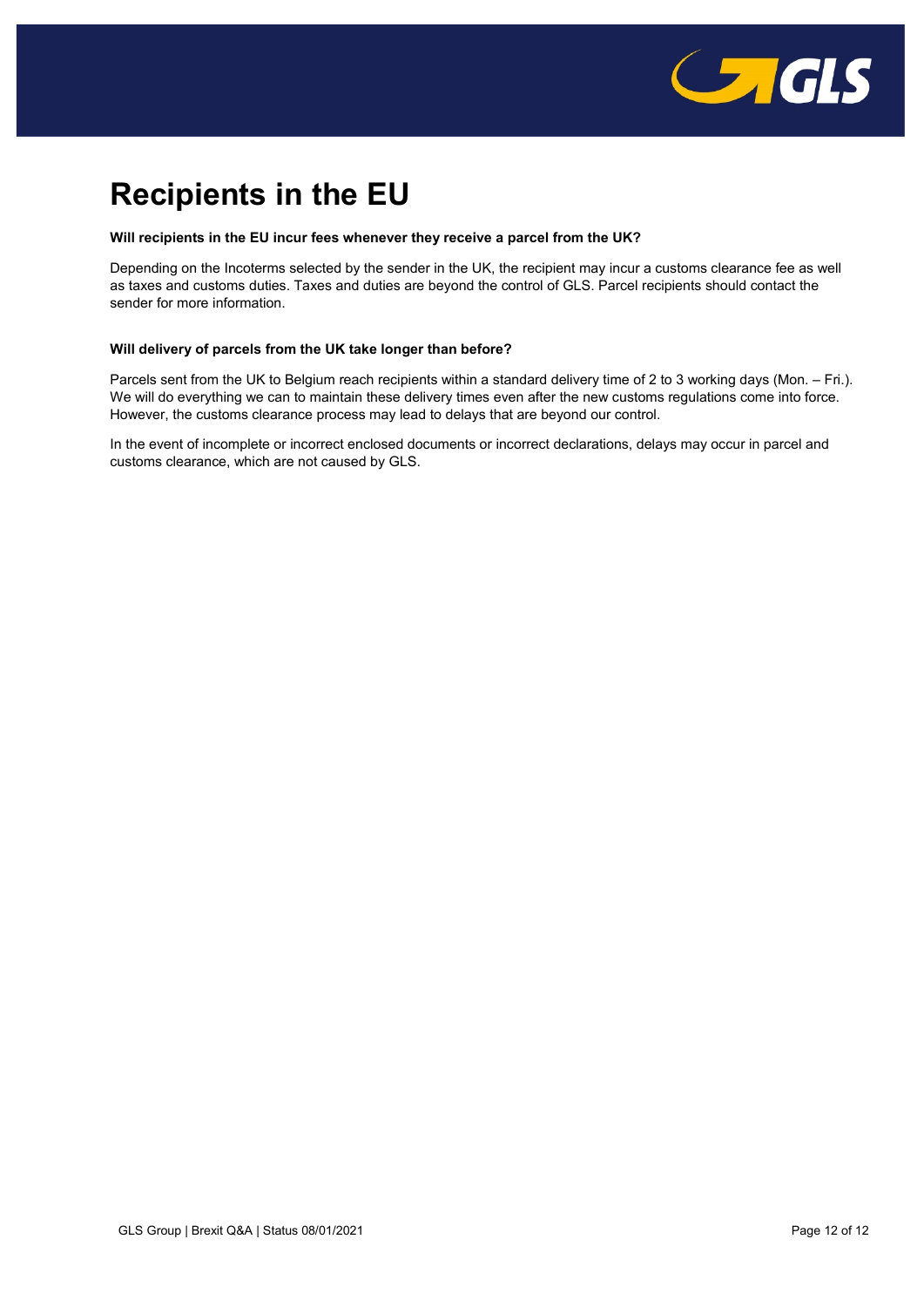# Recipients in the EU

**Will recipients in the EU incur fees whenever they receive a parcel from the UK?**

Depending on the Incoterms selected by the sender in the UK, the recipient may incur a customs clearance fee as well as taxes and customs duties. Taxes and duties are beyond the control of GLS. Parcel recipients should contact the sender for more information.

**Will delivery of parcels from the UK take longer than before?**

Parcels sent from the UK to Belgium reach recipients within a standard delivery time of 2 to 3 working days (Mon. – Fri.). We will do everything we can to maintain these delivery times even after the new customs regulations come into force. However, the customs clearance process may lead to delays that are beyond our control.

In the event of incomplete or incorrect enclosed documents or incorrect declarations, delays may occur in parcel and customs clearance, which are not caused by GLS.